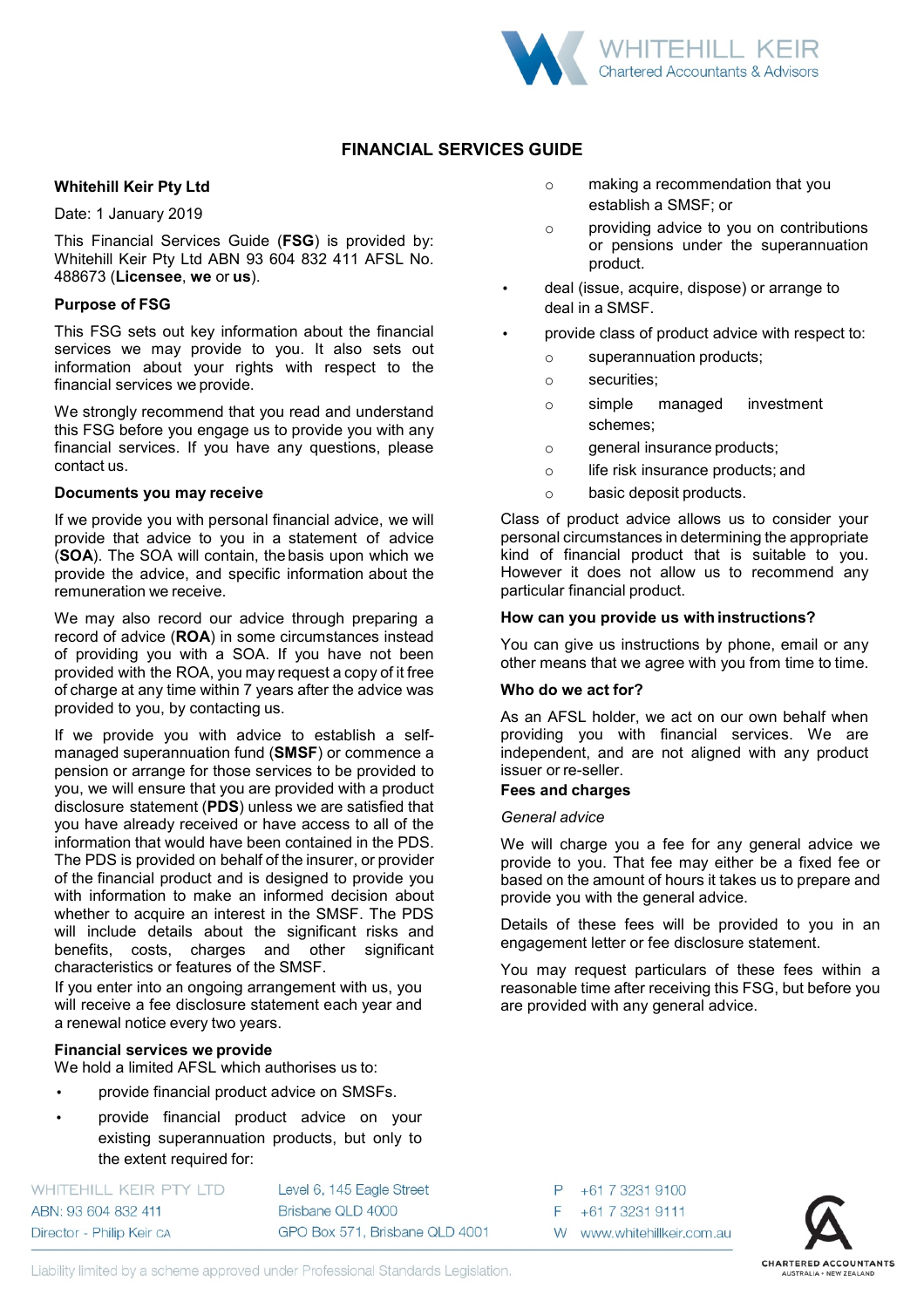# FINANCIAL SERVICES GUIDE

**Whitehill Keir Pty Ltd**

Date: 1 January 2019

This Financial Services Guide (**FSG**) is provided by: Whitehill Keir Pty Ltd ABN 93 604 832 411 AFSL No. 488673 (**Licensee**, **we** or **us**).

**Purpose of FSG**

This FSG sets out key information about the financial services we may provide to you. It also sets out information about your rights with respect to the financial services we provide.

We strongly recommend that you read and understand this FSG before you engage us to provide you with any financial services. If you have any questions, please contact us.

**Documents you may receive**

If we provide you with personal financial advice, we will provide that advice to you in a statement of advice (**SOA**). The SOA will contain, the basis upon which we provide the advice, and specific information about the remuneration we receive.

We may also record our advice through preparing a record of advice (**ROA**) in some circumstances instead of providing you with a SOA. If you have not been provided with the ROA, you may request a copy of it free of charge at any time within 7 years after the advice was provided to you, by contacting us.

If we provide you with advice to establish a self-managed superannuation fund (**SMSF**) or commence a pension or arrange for those services to be provided to you, we will ensure that you are provided with a product disclosure statement (**PDS**) unless we are satisfied that you have already received or have access to all of the information that would have been contained in the PDS. The PDS is provided on behalf of the insurer, or provider of the financial product and is designed to provide you with information to make an informed decision about whether to acquire an interest in the SMSF. The PDS will include details about the significant risks and benefits, costs, charges and other significant characteristics or features of the SMSF.

If you enter into an ongoing arrangement with us, you will receive a fee disclosure statement each year and a renewal notice every two years.

**Financial services we provide**

We hold a limited AFSL which authorises us to:

- provide financial product advice on SMSFs.
- provide financial product advice on your existing superannuation products, but only to the extent required for:
  - making a recommendation that you establish a SMSF; or
  - providing advice to you on contributions or pensions under the superannuation product.
- deal (issue, acquire, dispose) or arrange to deal in a SMSF.
- provide class of product advice with respect to:
  - superannuation products;
  - securities;
  - simple managed investment schemes;
  - general insurance products;
  - life risk insurance products; and
  - basic deposit products.

Class of product advice allows us to consider your personal circumstances in determining the appropriate kind of financial product that is suitable to you. However it does not allow us to recommend any particular financial product.

**How can you provide us with instructions?**

You can give us instructions by phone, email or any other means that we agree with you from time to time.

**Who do we act for?**

As an AFSL holder, we act on our own behalf when providing you with financial services. We are independent, and are not aligned with any product issuer or re-seller.

**Fees and charges**

*General advice*

We will charge you a fee for any general advice we provide to you. That fee may either be a fixed fee or based on the amount of hours it takes us to prepare and provide you with the general advice.

Details of these fees will be provided to you in an engagement letter or fee disclosure statement.

You may request particulars of these fees within a reasonable time after receiving this FSG, but before you are provided with any general advice.

WHITEHILL KEIR PTY LTD
ABN: 93 604 832 411
Director - Philip Keir CA

Level 6, 145 Eagle Street
Brisbane QLD 4000
GPO Box 571, Brisbane QLD 4001

P +61 7 3231 9100
F +61 7 3231 9111
W www.whitehillkeir.com.au

Liability limited by a scheme approved under Professional Standards Legislation.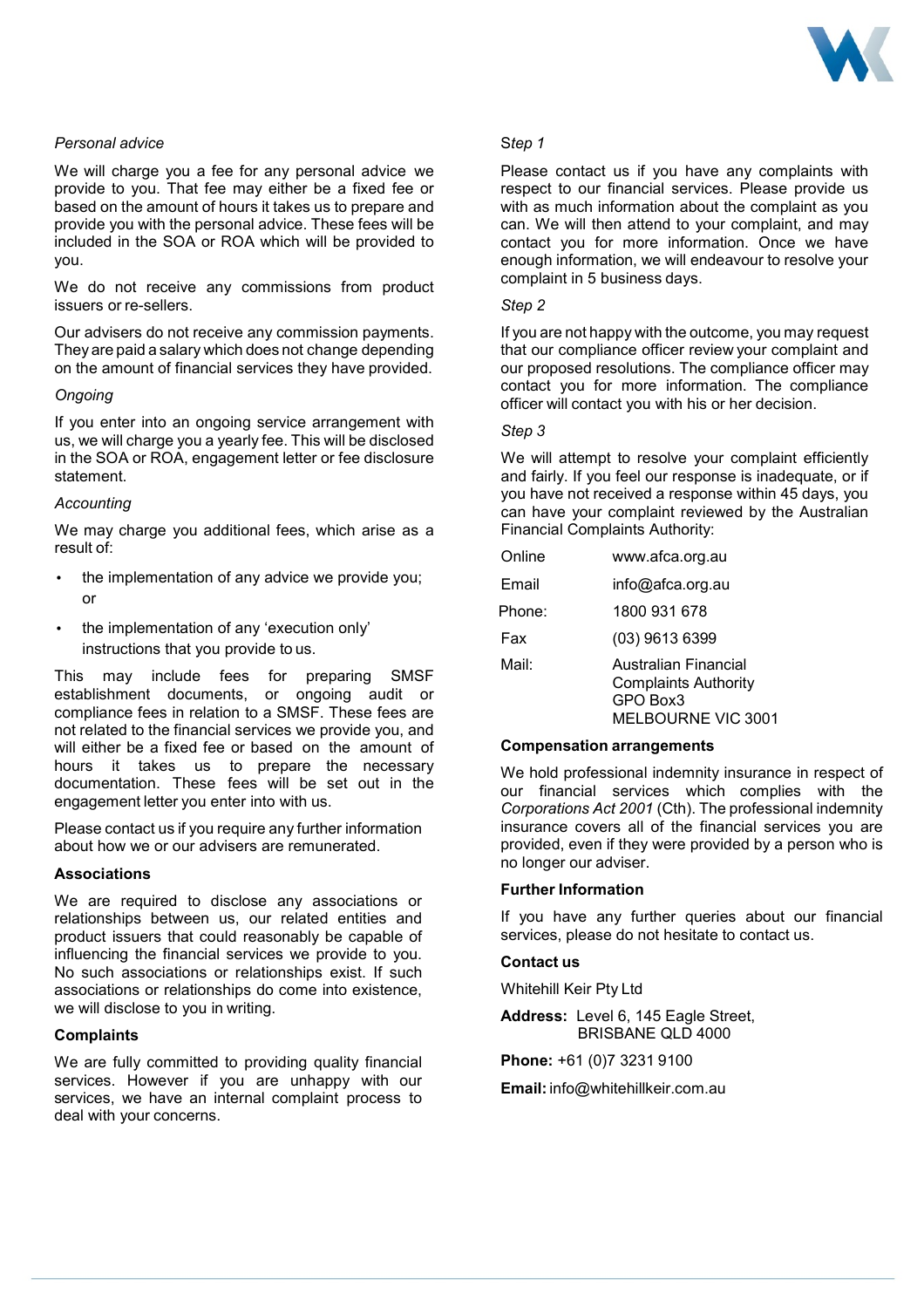*Personal advice*

We will charge you a fee for any personal advice we provide to you. That fee may either be a fixed fee or based on the amount of hours it takes us to prepare and provide you with the personal advice. These fees will be included in the SOA or ROA which will be provided to you.

We do not receive any commissions from product issuers or re-sellers.

Our advisers do not receive any commission payments. They are paid a salary which does not change depending on the amount of financial services they have provided.

*Ongoing*

If you enter into an ongoing service arrangement with us, we will charge you a yearly fee. This will be disclosed in the SOA or ROA, engagement letter or fee disclosure statement.

*Accounting*

We may charge you additional fees, which arise as a result of:

- the implementation of any advice we provide you; or
- the implementation of any 'execution only' instructions that you provide to us.

This may include fees for preparing SMSF establishment documents, or ongoing audit or compliance fees in relation to a SMSF. These fees are not related to the financial services we provide you, and will either be a fixed fee or based on the amount of hours it takes us to prepare the necessary documentation. These fees will be set out in the engagement letter you enter into with us.

Please contact us if you require any further information about how we or our advisers are remunerated.

**Associations**

We are required to disclose any associations or relationships between us, our related entities and product issuers that could reasonably be capable of influencing the financial services we provide to you. No such associations or relationships exist. If such associations or relationships do come into existence, we will disclose to you in writing.

**Complaints**

We are fully committed to providing quality financial services. However if you are unhappy with our services, we have an internal complaint process to deal with your concerns.

*Step 1*

Please contact us if you have any complaints with respect to our financial services. Please provide us with as much information about the complaint as you can. We will then attend to your complaint, and may contact you for more information. Once we have enough information, we will endeavour to resolve your complaint in 5 business days.

*Step 2*

If you are not happy with the outcome, you may request that our compliance officer review your complaint and our proposed resolutions. The compliance officer may contact you for more information. The compliance officer will contact you with his or her decision.

*Step 3*

We will attempt to resolve your complaint efficiently and fairly. If you feel our response is inadequate, or if you have not received a response within 45 days, you can have your complaint reviewed by the Australian Financial Complaints Authority:

| | |
|---|---|
| Online | www.afca.org.au |
| Email | info@afca.org.au |
| Phone: | 1800 931 678 |
| Fax | (03) 9613 6399 |
| Mail: | Australian Financial Complaints Authority<br>GPO Box3<br>MELBOURNE VIC 3001 |

**Compensation arrangements**

We hold professional indemnity insurance in respect of our financial services which complies with the *Corporations Act 2001* (Cth). The professional indemnity insurance covers all of the financial services you are provided, even if they were provided by a person who is no longer our adviser.

**Further Information**

If you have any further queries about our financial services, please do not hesitate to contact us.

**Contact us**

Whitehill Keir Pty Ltd

**Address:** Level 6, 145 Eagle Street, BRISBANE QLD 4000

**Phone:** +61 (0)7 3231 9100

**Email:** info@whitehillkeir.com.au